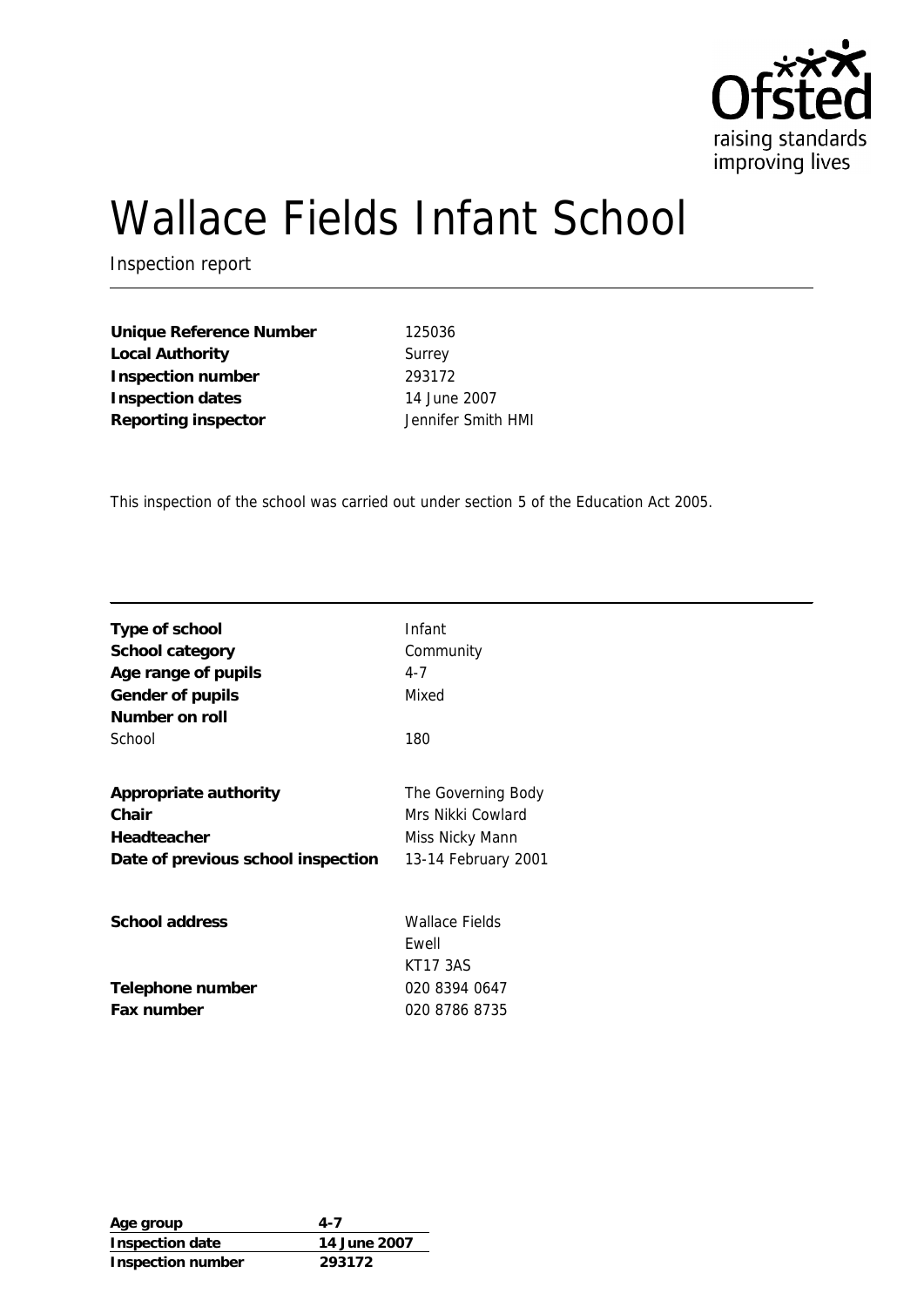# Wallace Fields Infant School

Inspection report

| | |
|---|---|
| **Unique Reference Number** | 125036 |
| **Local Authority** | Surrey |
| **Inspection number** | 293172 |
| **Inspection dates** | 14 June 2007 |
| **Reporting inspector** | Jennifer Smith HMI |

This inspection of the school was carried out under section 5 of the Education Act 2005.

| | |
|---|---|
| **Type of school** | Infant |
| **School category** | Community |
| **Age range of pupils** | 4-7 |
| **Gender of pupils** | Mixed |
| **Number on roll** | |
| School | 180 |
| | |
| **Appropriate authority** | The Governing Body |
| **Chair** | Mrs Nikki Cowlard |
| **Headteacher** | Miss Nicky Mann |
| **Date of previous school inspection** | 13-14 February 2001 |
| | |
| **School address** | Wallace Fields<br>Ewell<br>KT17 3AS |
| **Telephone number** | 020 8394 0647 |
| **Fax number** | 020 8786 8735 |

| **Age group** | **4-7** |
|---|---|
| **Inspection date** | **14 June 2007** |
| **Inspection number** | **293172** |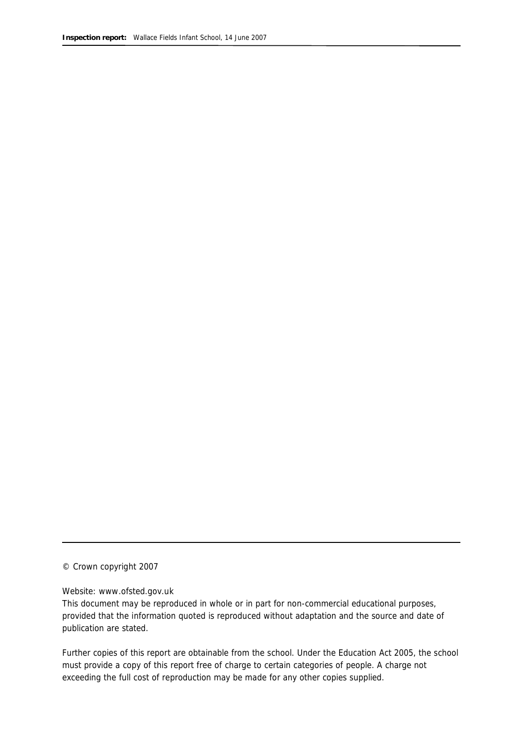© Crown copyright 2007

Website: www.ofsted.gov.uk

This document may be reproduced in whole or in part for non-commercial educational purposes, provided that the information quoted is reproduced without adaptation and the source and date of publication are stated.

Further copies of this report are obtainable from the school. Under the Education Act 2005, the school must provide a copy of this report free of charge to certain categories of people. A charge not exceeding the full cost of reproduction may be made for any other copies supplied.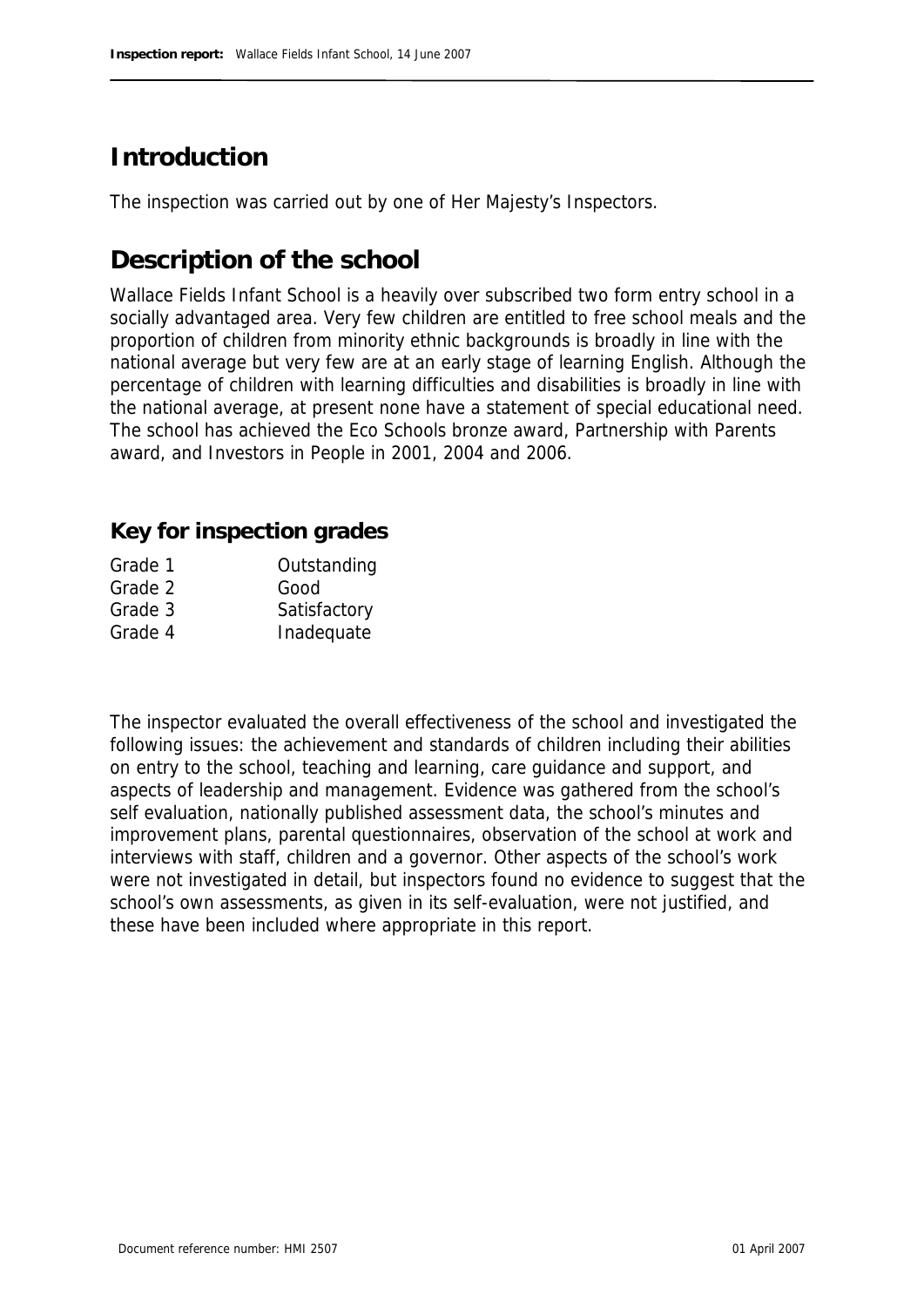## Introduction

The inspection was carried out by one of Her Majesty's Inspectors.

## Description of the school

Wallace Fields Infant School is a heavily over subscribed two form entry school in a socially advantaged area. Very few children are entitled to free school meals and the proportion of children from minority ethnic backgrounds is broadly in line with the national average but very few are at an early stage of learning English. Although the percentage of children with learning difficulties and disabilities is broadly in line with the national average, at present none have a statement of special educational need. The school has achieved the Eco Schools bronze award, Partnership with Parents award, and Investors in People in 2001, 2004 and 2006.

### Key for inspection grades

| | |
|---|---|
| Grade 1 | Outstanding |
| Grade 2 | Good |
| Grade 3 | Satisfactory |
| Grade 4 | Inadequate |

The inspector evaluated the overall effectiveness of the school and investigated the following issues: the achievement and standards of children including their abilities on entry to the school, teaching and learning, care guidance and support, and aspects of leadership and management. Evidence was gathered from the school's self evaluation, nationally published assessment data, the school's minutes and improvement plans, parental questionnaires, observation of the school at work and interviews with staff, children and a governor. Other aspects of the school's work were not investigated in detail, but inspectors found no evidence to suggest that the school's own assessments, as given in its self-evaluation, were not justified, and these have been included where appropriate in this report.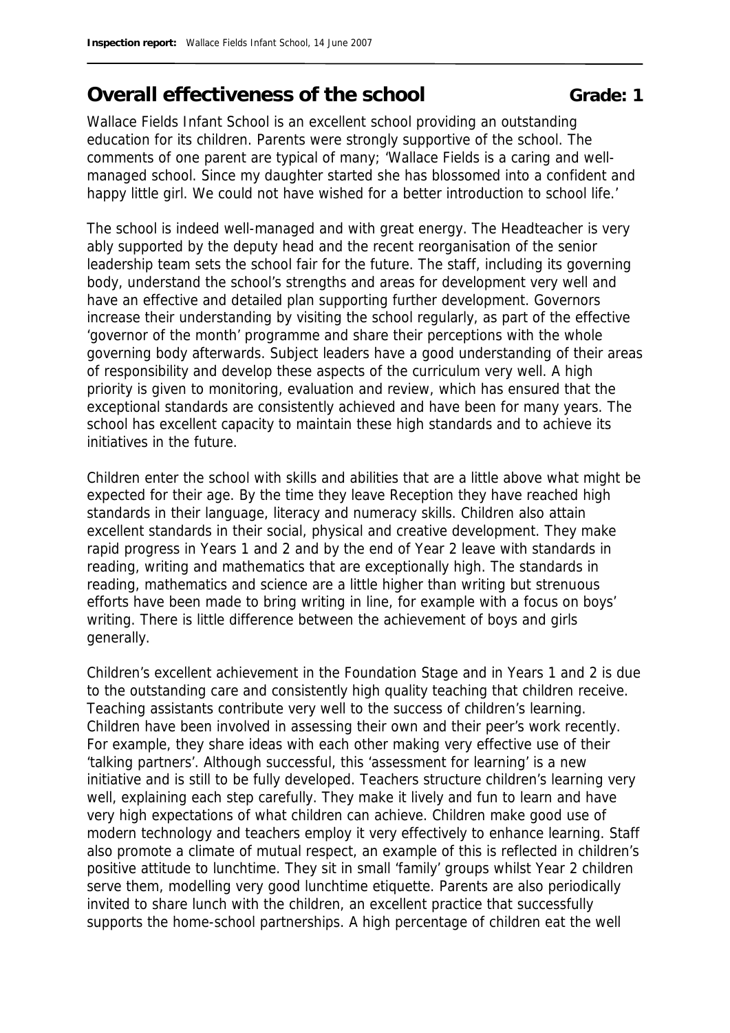## Overall effectiveness of the school **Grade: 1**

Wallace Fields Infant School is an excellent school providing an outstanding education for its children. Parents were strongly supportive of the school. The comments of one parent are typical of many; 'Wallace Fields is a caring and well-managed school. Since my daughter started she has blossomed into a confident and happy little girl. We could not have wished for a better introduction to school life.'

The school is indeed well-managed and with great energy. The Headteacher is very ably supported by the deputy head and the recent reorganisation of the senior leadership team sets the school fair for the future. The staff, including its governing body, understand the school's strengths and areas for development very well and have an effective and detailed plan supporting further development. Governors increase their understanding by visiting the school regularly, as part of the effective 'governor of the month' programme and share their perceptions with the whole governing body afterwards. Subject leaders have a good understanding of their areas of responsibility and develop these aspects of the curriculum very well. A high priority is given to monitoring, evaluation and review, which has ensured that the exceptional standards are consistently achieved and have been for many years. The school has excellent capacity to maintain these high standards and to achieve its initiatives in the future.

Children enter the school with skills and abilities that are a little above what might be expected for their age. By the time they leave Reception they have reached high standards in their language, literacy and numeracy skills. Children also attain excellent standards in their social, physical and creative development. They make rapid progress in Years 1 and 2 and by the end of Year 2 leave with standards in reading, writing and mathematics that are exceptionally high. The standards in reading, mathematics and science are a little higher than writing but strenuous efforts have been made to bring writing in line, for example with a focus on boys' writing. There is little difference between the achievement of boys and girls generally.

Children's excellent achievement in the Foundation Stage and in Years 1 and 2 is due to the outstanding care and consistently high quality teaching that children receive. Teaching assistants contribute very well to the success of children's learning. Children have been involved in assessing their own and their peer's work recently. For example, they share ideas with each other making very effective use of their 'talking partners'. Although successful, this 'assessment for learning' is a new initiative and is still to be fully developed. Teachers structure children's learning very well, explaining each step carefully. They make it lively and fun to learn and have very high expectations of what children can achieve. Children make good use of modern technology and teachers employ it very effectively to enhance learning. Staff also promote a climate of mutual respect, an example of this is reflected in children's positive attitude to lunchtime. They sit in small 'family' groups whilst Year 2 children serve them, modelling very good lunchtime etiquette. Parents are also periodically invited to share lunch with the children, an excellent practice that successfully supports the home-school partnerships. A high percentage of children eat the well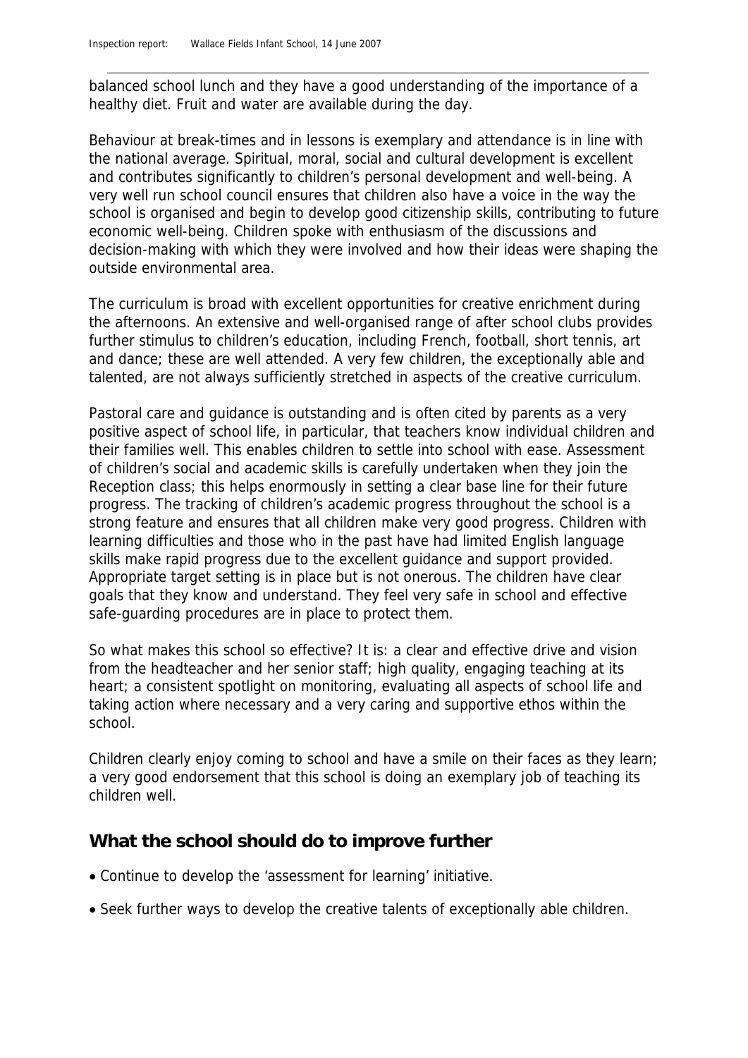balanced school lunch and they have a good understanding of the importance of a healthy diet. Fruit and water are available during the day.

Behaviour at break-times and in lessons is exemplary and attendance is in line with the national average. Spiritual, moral, social and cultural development is excellent and contributes significantly to children's personal development and well-being. A very well run school council ensures that children also have a voice in the way the school is organised and begin to develop good citizenship skills, contributing to future economic well-being. Children spoke with enthusiasm of the discussions and decision-making with which they were involved and how their ideas were shaping the outside environmental area.

The curriculum is broad with excellent opportunities for creative enrichment during the afternoons. An extensive and well-organised range of after school clubs provides further stimulus to children's education, including French, football, short tennis, art and dance; these are well attended. A very few children, the exceptionally able and talented, are not always sufficiently stretched in aspects of the creative curriculum.

Pastoral care and guidance is outstanding and is often cited by parents as a very positive aspect of school life, in particular, that teachers know individual children and their families well. This enables children to settle into school with ease. Assessment of children's social and academic skills is carefully undertaken when they join the Reception class; this helps enormously in setting a clear base line for their future progress. The tracking of children's academic progress throughout the school is a strong feature and ensures that all children make very good progress. Children with learning difficulties and those who in the past have had limited English language skills make rapid progress due to the excellent guidance and support provided. Appropriate target setting is in place but is not onerous. The children have clear goals that they know and understand. They feel very safe in school and effective safe-guarding procedures are in place to protect them.

So what makes this school so effective? It is: a clear and effective drive and vision from the headteacher and her senior staff; high quality, engaging teaching at its heart; a consistent spotlight on monitoring, evaluating all aspects of school life and taking action where necessary and a very caring and supportive ethos within the school.

Children clearly enjoy coming to school and have a smile on their faces as they learn; a very good endorsement that this school is doing an exemplary job of teaching its children well.

## What the school should do to improve further

- Continue to develop the 'assessment for learning' initiative.
- Seek further ways to develop the creative talents of exceptionally able children.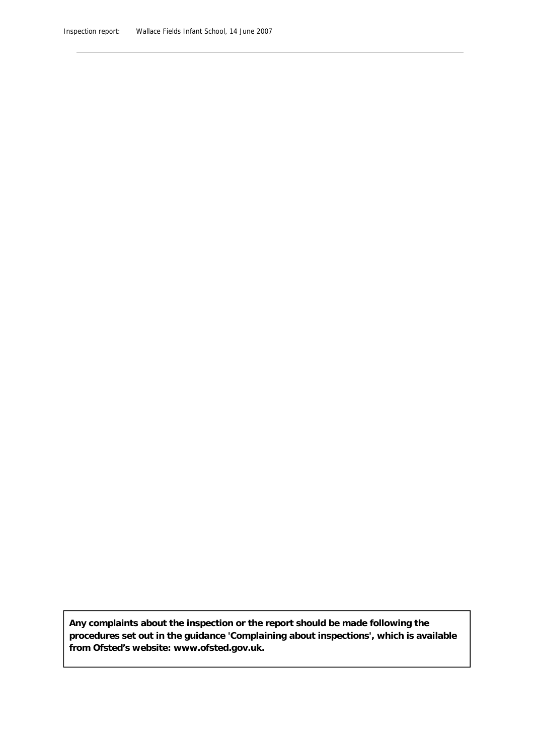**Any complaints about the inspection or the report should be made following the procedures set out in the guidance 'Complaining about inspections', which is available from Ofsted's website: www.ofsted.gov.uk.**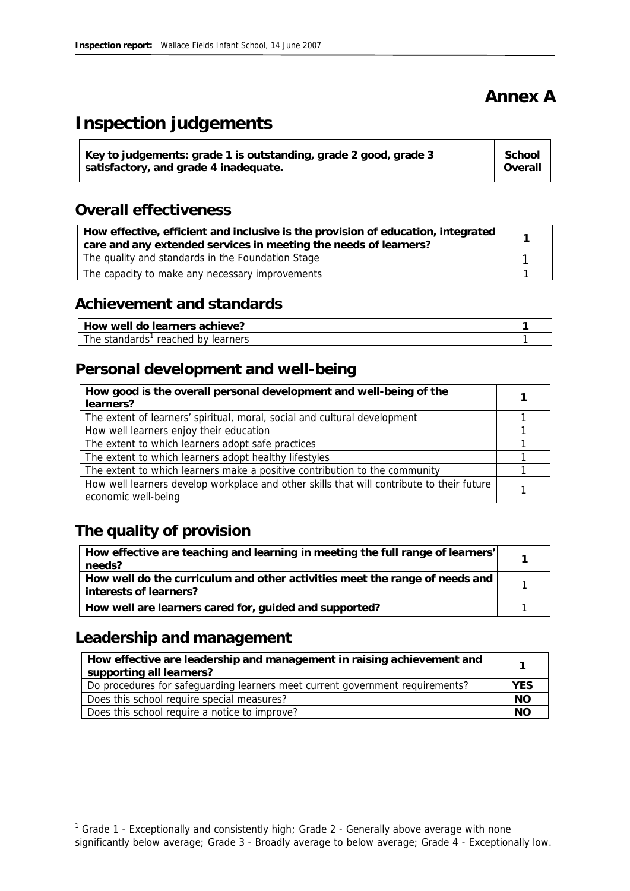# Annex A

# Inspection judgements

| Key to judgements: grade 1 is outstanding, grade 2 good, grade 3 satisfactory, and grade 4 inadequate. | School Overall |
|---|---|

## Overall effectiveness

| How effective, efficient and inclusive is the provision of education, integrated care and any extended services in meeting the needs of learners? | 1 |
|---|---|
| The quality and standards in the Foundation Stage | 1 |
| The capacity to make any necessary improvements | 1 |

## Achievement and standards

| How well do learners achieve? | 1 |
|---|---|
| The standards[1] reached by learners | 1 |

## Personal development and well-being

| How good is the overall personal development and well-being of the learners? | 1 |
|---|---|
| The extent of learners' spiritual, moral, social and cultural development | 1 |
| How well learners enjoy their education | 1 |
| The extent to which learners adopt safe practices | 1 |
| The extent to which learners adopt healthy lifestyles | 1 |
| The extent to which learners make a positive contribution to the community | 1 |
| How well learners develop workplace and other skills that will contribute to their future economic well-being | 1 |

## The quality of provision

| How effective are teaching and learning in meeting the full range of learners' needs? | 1 |
|---|---|
| How well do the curriculum and other activities meet the range of needs and interests of learners? | 1 |
| How well are learners cared for, guided and supported? | 1 |

## Leadership and management

| How effective are leadership and management in raising achievement and supporting all learners? | 1 |
|---|---|
| Do procedures for safeguarding learners meet current government requirements? | YES |
| Does this school require special measures? | NO |
| Does this school require a notice to improve? | NO |

[1] Grade 1 - Exceptionally and consistently high; Grade 2 - Generally above average with none significantly below average; Grade 3 - Broadly average to below average; Grade 4 - Exceptionally low.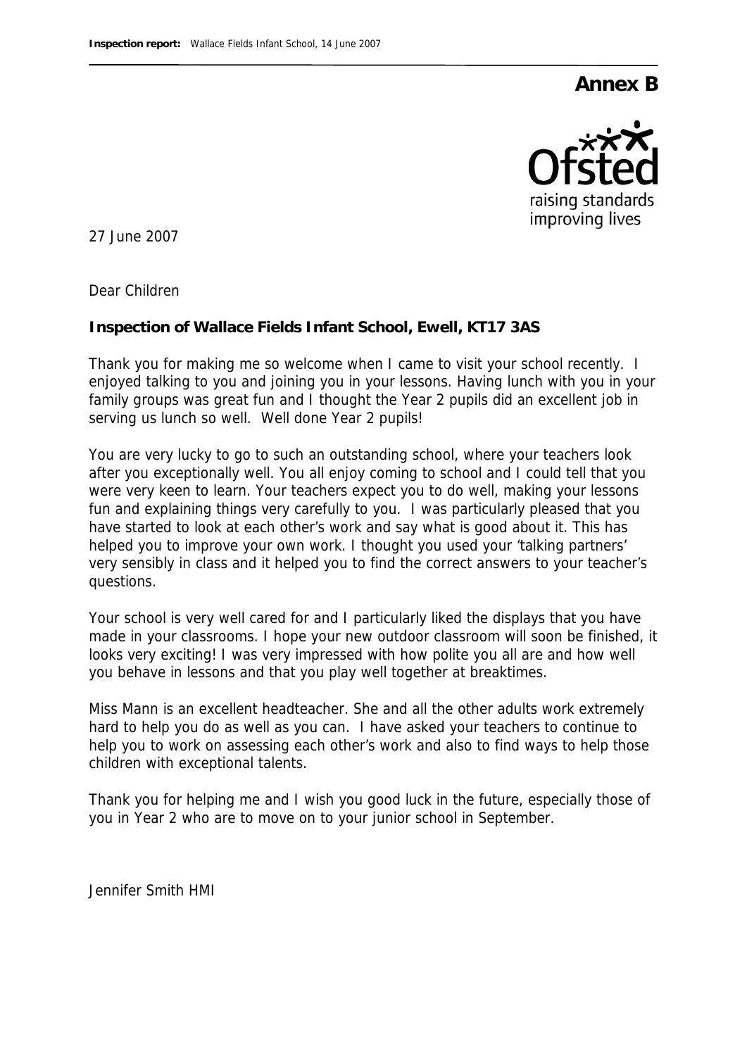# Annex B

27 June 2007

Dear Children

**Inspection of Wallace Fields Infant School, Ewell, KT17 3AS**

Thank you for making me so welcome when I came to visit your school recently. I enjoyed talking to you and joining you in your lessons. Having lunch with you in your family groups was great fun and I thought the Year 2 pupils did an excellent job in serving us lunch so well. Well done Year 2 pupils!

You are very lucky to go to such an outstanding school, where your teachers look after you exceptionally well. You all enjoy coming to school and I could tell that you were very keen to learn. Your teachers expect you to do well, making your lessons fun and explaining things very carefully to you. I was particularly pleased that you have started to look at each other's work and say what is good about it. This has helped you to improve your own work. I thought you used your 'talking partners' very sensibly in class and it helped you to find the correct answers to your teacher's questions.

Your school is very well cared for and I particularly liked the displays that you have made in your classrooms. I hope your new outdoor classroom will soon be finished, it looks very exciting! I was very impressed with how polite you all are and how well you behave in lessons and that you play well together at breaktimes.

Miss Mann is an excellent headteacher. She and all the other adults work extremely hard to help you do as well as you can. I have asked your teachers to continue to help you to work on assessing each other's work and also to find ways to help those children with exceptional talents.

Thank you for helping me and I wish you good luck in the future, especially those of you in Year 2 who are to move on to your junior school in September.

Jennifer Smith HMI